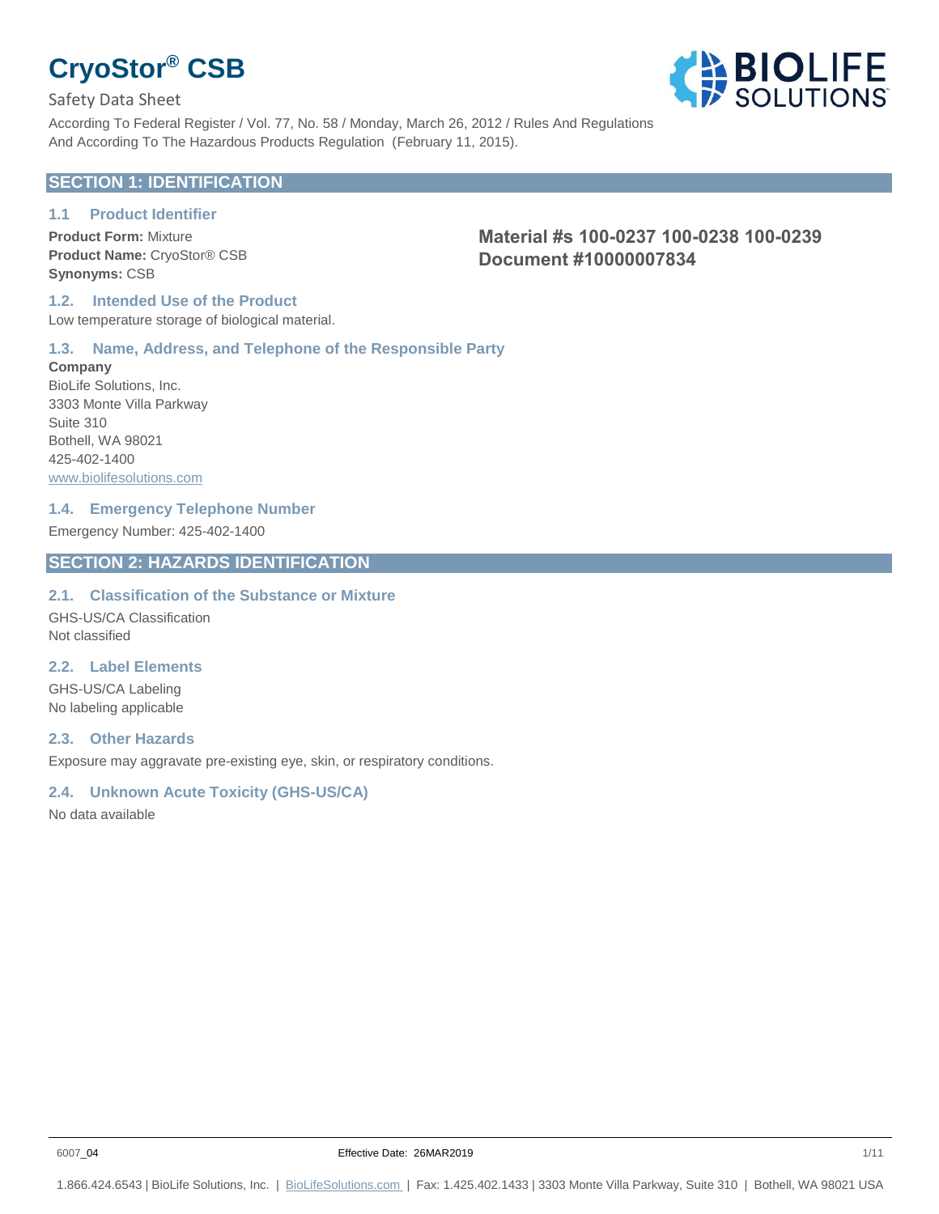# CryoStor® CSB

Safety Data Sheet

According To Federal Register / Vol. 77, No. 58 / Monday, March 26, 2012 / Rules And Regulations
And According To The Hazardous Products Regulation (February 11, 2015).

## SECTION 1: IDENTIFICATION

### 1.1 Product Identifier

**Product Form:** Mixture
**Product Name:** CryoStor® CSB
**Synonyms:** CSB

**Material #s 100-0237 100-0238 100-0239**
**Document #10000007834**

### 1.2. Intended Use of the Product

Low temperature storage of biological material.

### 1.3. Name, Address, and Telephone of the Responsible Party

**Company**
BioLife Solutions, Inc.
3303 Monte Villa Parkway
Suite 310
Bothell, WA 98021
425-402-1400
www.biolifesolutions.com

### 1.4. Emergency Telephone Number

Emergency Number: 425-402-1400

## SECTION 2: HAZARDS IDENTIFICATION

### 2.1. Classification of the Substance or Mixture

GHS-US/CA Classification
Not classified

### 2.2. Label Elements

GHS-US/CA Labeling
No labeling applicable

### 2.3. Other Hazards

Exposure may aggravate pre-existing eye, skin, or respiratory conditions.

### 2.4. Unknown Acute Toxicity (GHS-US/CA)

No data available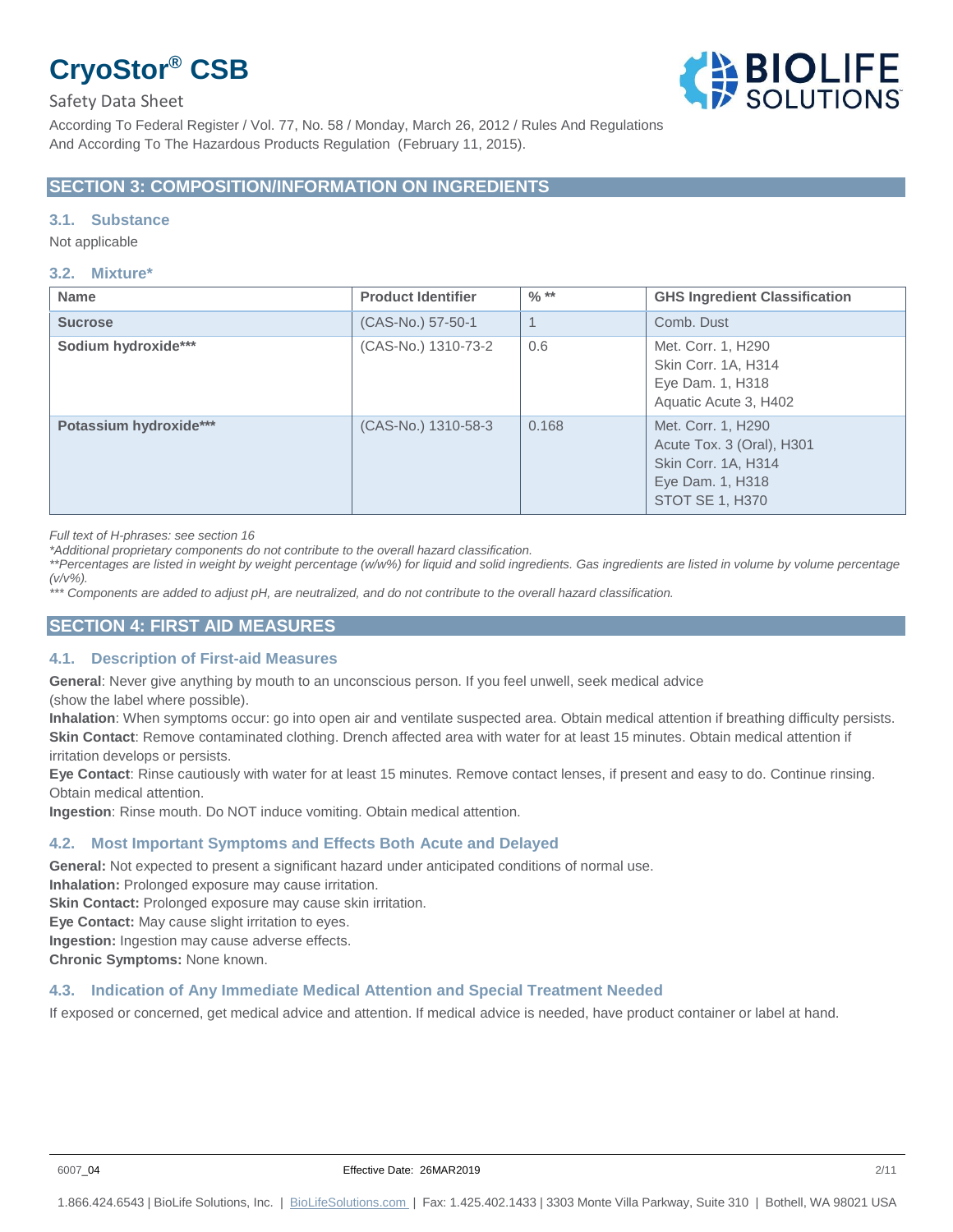## SECTION 3: COMPOSITION/INFORMATION ON INGREDIENTS

### 3.1. Substance

Not applicable

### 3.2. Mixture*

| Name | Product Identifier | % ** | GHS Ingredient Classification |
|---|---|---|---|
| **Sucrose** | (CAS-No.) 57-50-1 | 1 | Comb. Dust |
| **Sodium hydroxide***** | (CAS-No.) 1310-73-2 | 0.6 | Met. Corr. 1, H290<br>Skin Corr. 1A, H314<br>Eye Dam. 1, H318<br>Aquatic Acute 3, H402 |
| **Potassium hydroxide***** | (CAS-No.) 1310-58-3 | 0.168 | Met. Corr. 1, H290<br>Acute Tox. 3 (Oral), H301<br>Skin Corr. 1A, H314<br>Eye Dam. 1, H318<br>STOT SE 1, H370 |

*Full text of H-phrases: see section 16*

*\*Additional proprietary components do not contribute to the overall hazard classification.*

*\*\*Percentages are listed in weight by weight percentage (w/w%) for liquid and solid ingredients. Gas ingredients are listed in volume by volume percentage (v/v%).*

*\*\*\* Components are added to adjust pH, are neutralized, and do not contribute to the overall hazard classification.*

## SECTION 4: FIRST AID MEASURES

### 4.1. Description of First-aid Measures

**General**: Never give anything by mouth to an unconscious person. If you feel unwell, seek medical advice (show the label where possible).

**Inhalation**: When symptoms occur: go into open air and ventilate suspected area. Obtain medical attention if breathing difficulty persists.

**Skin Contact**: Remove contaminated clothing. Drench affected area with water for at least 15 minutes. Obtain medical attention if irritation develops or persists.

**Eye Contact**: Rinse cautiously with water for at least 15 minutes. Remove contact lenses, if present and easy to do. Continue rinsing. Obtain medical attention.

**Ingestion**: Rinse mouth. Do NOT induce vomiting. Obtain medical attention.

### 4.2. Most Important Symptoms and Effects Both Acute and Delayed

**General:** Not expected to present a significant hazard under anticipated conditions of normal use.

**Inhalation:** Prolonged exposure may cause irritation.

**Skin Contact:** Prolonged exposure may cause skin irritation.

**Eye Contact:** May cause slight irritation to eyes.

**Ingestion:** Ingestion may cause adverse effects.

**Chronic Symptoms:** None known.

### 4.3. Indication of Any Immediate Medical Attention and Special Treatment Needed

If exposed or concerned, get medical advice and attention. If medical advice is needed, have product container or label at hand.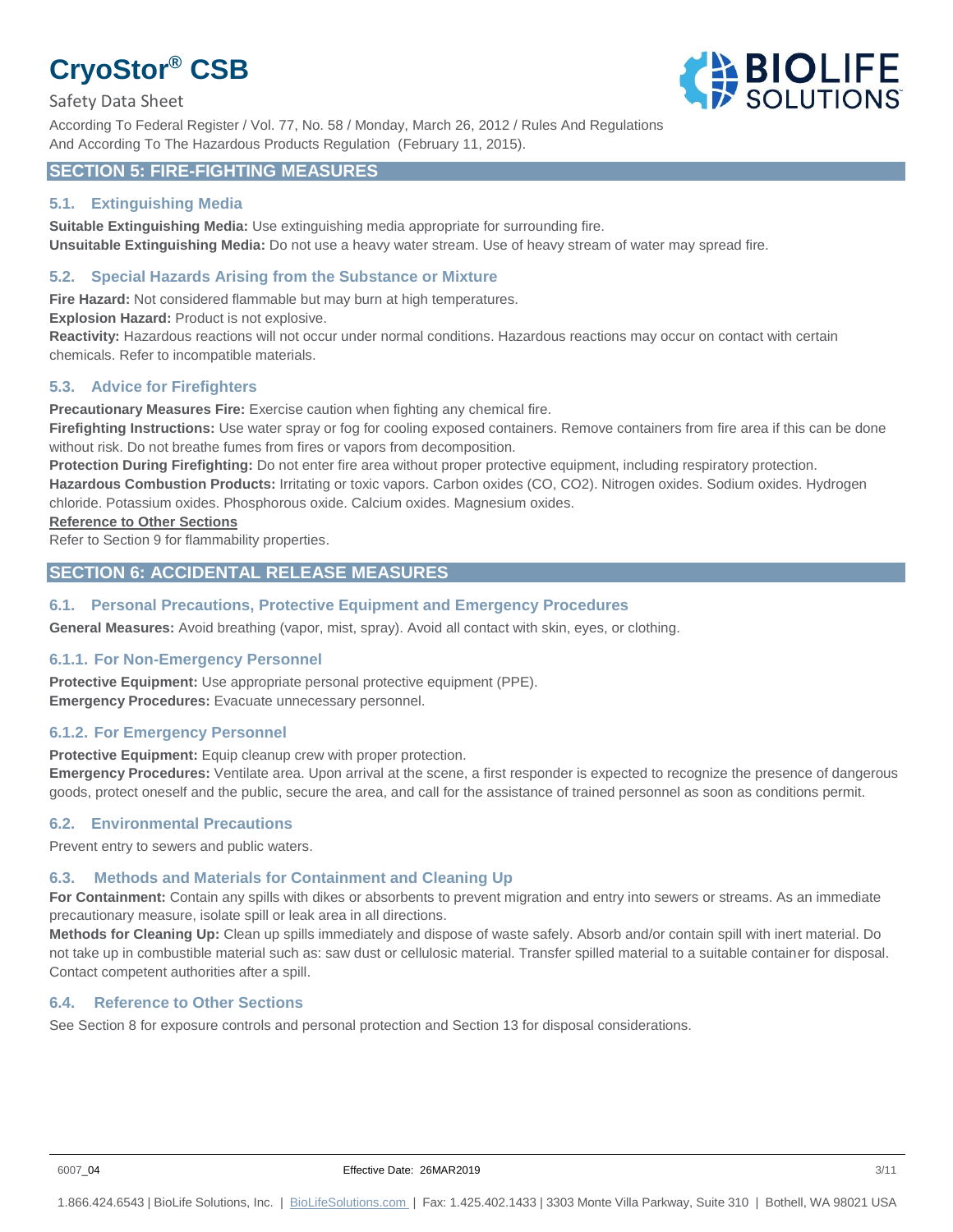## SECTION 5: FIRE-FIGHTING MEASURES

### 5.1. Extinguishing Media

**Suitable Extinguishing Media:** Use extinguishing media appropriate for surrounding fire.
**Unsuitable Extinguishing Media:** Do not use a heavy water stream. Use of heavy stream of water may spread fire.

### 5.2. Special Hazards Arising from the Substance or Mixture

**Fire Hazard:** Not considered flammable but may burn at high temperatures.
**Explosion Hazard:** Product is not explosive.
**Reactivity:** Hazardous reactions will not occur under normal conditions. Hazardous reactions may occur on contact with certain chemicals. Refer to incompatible materials.

### 5.3. Advice for Firefighters

**Precautionary Measures Fire:** Exercise caution when fighting any chemical fire.
**Firefighting Instructions:** Use water spray or fog for cooling exposed containers. Remove containers from fire area if this can be done without risk. Do not breathe fumes from fires or vapors from decomposition.
**Protection During Firefighting:** Do not enter fire area without proper protective equipment, including respiratory protection.
**Hazardous Combustion Products:** Irritating or toxic vapors. Carbon oxides ($CO$, $CO_2$). Nitrogen oxides. Sodium oxides. Hydrogen chloride. Potassium oxides. Phosphorous oxide. Calcium oxides. Magnesium oxides.

**Reference to Other Sections**

Refer to Section 9 for flammability properties.

## SECTION 6: ACCIDENTAL RELEASE MEASURES

### 6.1. Personal Precautions, Protective Equipment and Emergency Procedures

**General Measures:** Avoid breathing (vapor, mist, spray). Avoid all contact with skin, eyes, or clothing.

#### 6.1.1. For Non-Emergency Personnel

**Protective Equipment:** Use appropriate personal protective equipment (PPE).
**Emergency Procedures:** Evacuate unnecessary personnel.

#### 6.1.2. For Emergency Personnel

**Protective Equipment:** Equip cleanup crew with proper protection.
**Emergency Procedures:** Ventilate area. Upon arrival at the scene, a first responder is expected to recognize the presence of dangerous goods, protect oneself and the public, secure the area, and call for the assistance of trained personnel as soon as conditions permit.

### 6.2. Environmental Precautions

Prevent entry to sewers and public waters.

### 6.3. Methods and Materials for Containment and Cleaning Up

**For Containment:** Contain any spills with dikes or absorbents to prevent migration and entry into sewers or streams. As an immediate precautionary measure, isolate spill or leak area in all directions.
**Methods for Cleaning Up:** Clean up spills immediately and dispose of waste safely. Absorb and/or contain spill with inert material. Do not take up in combustible material such as: saw dust or cellulosic material. Transfer spilled material to a suitable container for disposal. Contact competent authorities after a spill.

### 6.4. Reference to Other Sections

See Section 8 for exposure controls and personal protection and Section 13 for disposal considerations.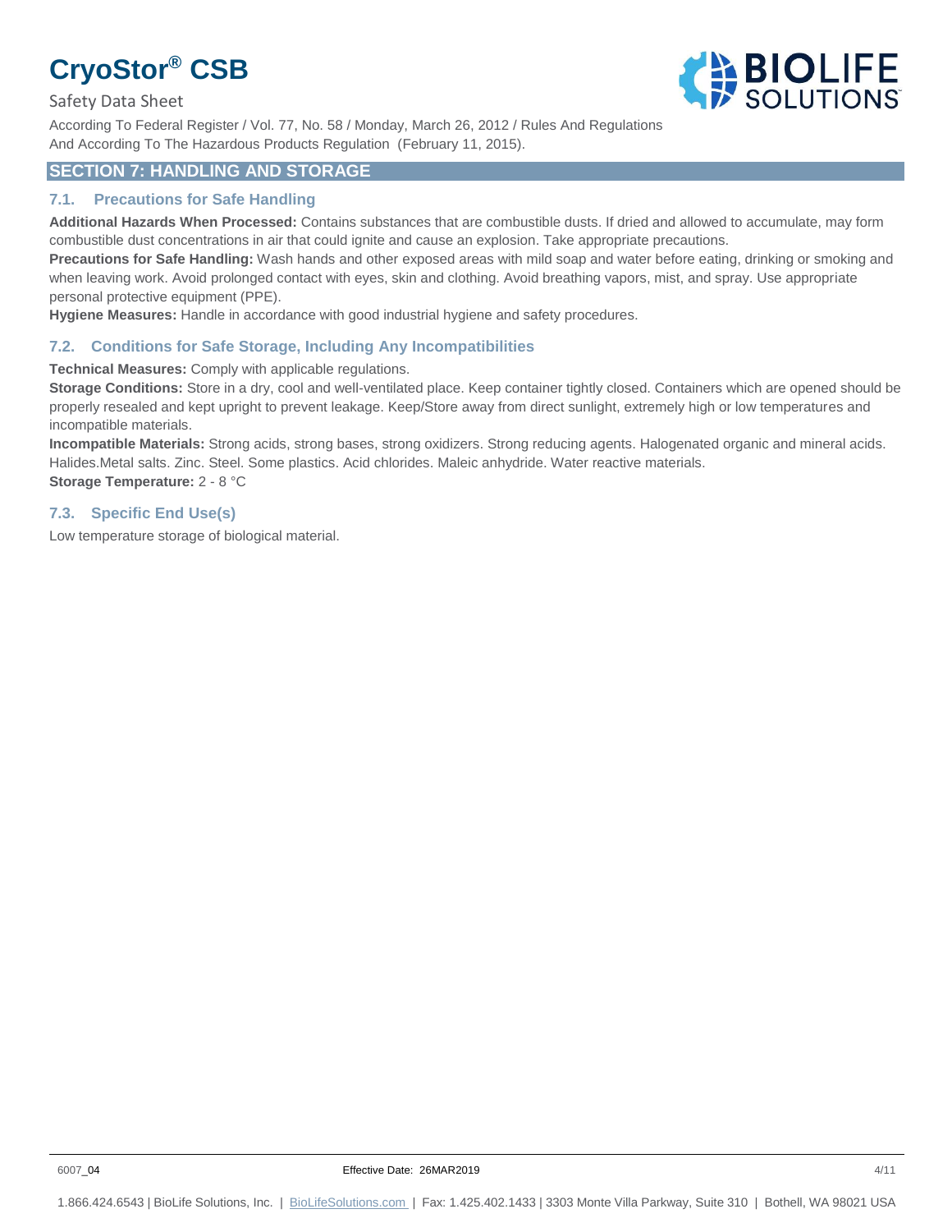## SECTION 7: HANDLING AND STORAGE

### 7.1. Precautions for Safe Handling

**Additional Hazards When Processed:** Contains substances that are combustible dusts. If dried and allowed to accumulate, may form combustible dust concentrations in air that could ignite and cause an explosion. Take appropriate precautions.

**Precautions for Safe Handling:** Wash hands and other exposed areas with mild soap and water before eating, drinking or smoking and when leaving work. Avoid prolonged contact with eyes, skin and clothing. Avoid breathing vapors, mist, and spray. Use appropriate personal protective equipment (PPE).

**Hygiene Measures:** Handle in accordance with good industrial hygiene and safety procedures.

### 7.2. Conditions for Safe Storage, Including Any Incompatibilities

**Technical Measures:** Comply with applicable regulations.

**Storage Conditions:** Store in a dry, cool and well-ventilated place. Keep container tightly closed. Containers which are opened should be properly resealed and kept upright to prevent leakage. Keep/Store away from direct sunlight, extremely high or low temperatures and incompatible materials.

**Incompatible Materials:** Strong acids, strong bases, strong oxidizers. Strong reducing agents. Halogenated organic and mineral acids. Halides.Metal salts. Zinc. Steel. Some plastics. Acid chlorides. Maleic anhydride. Water reactive materials.

**Storage Temperature:** 2 - 8 °C

### 7.3. Specific End Use(s)

Low temperature storage of biological material.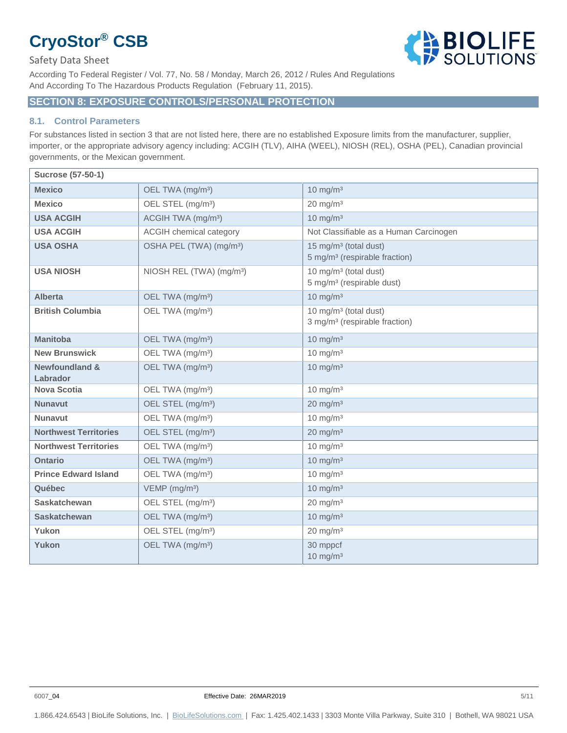## SECTION 8: EXPOSURE CONTROLS/PERSONAL PROTECTION

### 8.1. Control Parameters

For substances listed in section 3 that are not listed here, there are no established Exposure limits from the manufacturer, supplier, importer, or the appropriate advisory agency including: ACGIH (TLV), AIHA (WEEL), NIOSH (REL), OSHA (PEL), Canadian provincial governments, or the Mexican government.

| Sucrose (57-50-1) | | |
|---|---|---|
| **Mexico** | OEL TWA (mg/m³) | 10 mg/m³ |
| **Mexico** | OEL STEL (mg/m³) | 20 mg/m³ |
| **USA ACGIH** | ACGIH TWA (mg/m³) | 10 mg/m³ |
| **USA ACGIH** | ACGIH chemical category | Not Classifiable as a Human Carcinogen |
| **USA OSHA** | OSHA PEL (TWA) (mg/m³) | 15 mg/m³ (total dust)<br>5 mg/m³ (respirable fraction) |
| **USA NIOSH** | NIOSH REL (TWA) (mg/m³) | 10 mg/m³ (total dust)<br>5 mg/m³ (respirable dust) |
| **Alberta** | OEL TWA (mg/m³) | 10 mg/m³ |
| **British Columbia** | OEL TWA (mg/m³) | 10 mg/m³ (total dust)<br>3 mg/m³ (respirable fraction) |
| **Manitoba** | OEL TWA (mg/m³) | 10 mg/m³ |
| **New Brunswick** | OEL TWA (mg/m³) | 10 mg/m³ |
| **Newfoundland & Labrador** | OEL TWA (mg/m³) | 10 mg/m³ |
| **Nova Scotia** | OEL TWA (mg/m³) | 10 mg/m³ |
| **Nunavut** | OEL STEL (mg/m³) | 20 mg/m³ |
| **Nunavut** | OEL TWA (mg/m³) | 10 mg/m³ |
| **Northwest Territories** | OEL STEL (mg/m³) | 20 mg/m³ |
| **Northwest Territories** | OEL TWA (mg/m³) | 10 mg/m³ |
| **Ontario** | OEL TWA (mg/m³) | 10 mg/m³ |
| **Prince Edward Island** | OEL TWA (mg/m³) | 10 mg/m³ |
| **Québec** | VEMP (mg/m³) | 10 mg/m³ |
| **Saskatchewan** | OEL STEL (mg/m³) | 20 mg/m³ |
| **Saskatchewan** | OEL TWA (mg/m³) | 10 mg/m³ |
| **Yukon** | OEL STEL (mg/m³) | 20 mg/m³ |
| **Yukon** | OEL TWA (mg/m³) | 30 mppcf<br>10 mg/m³ |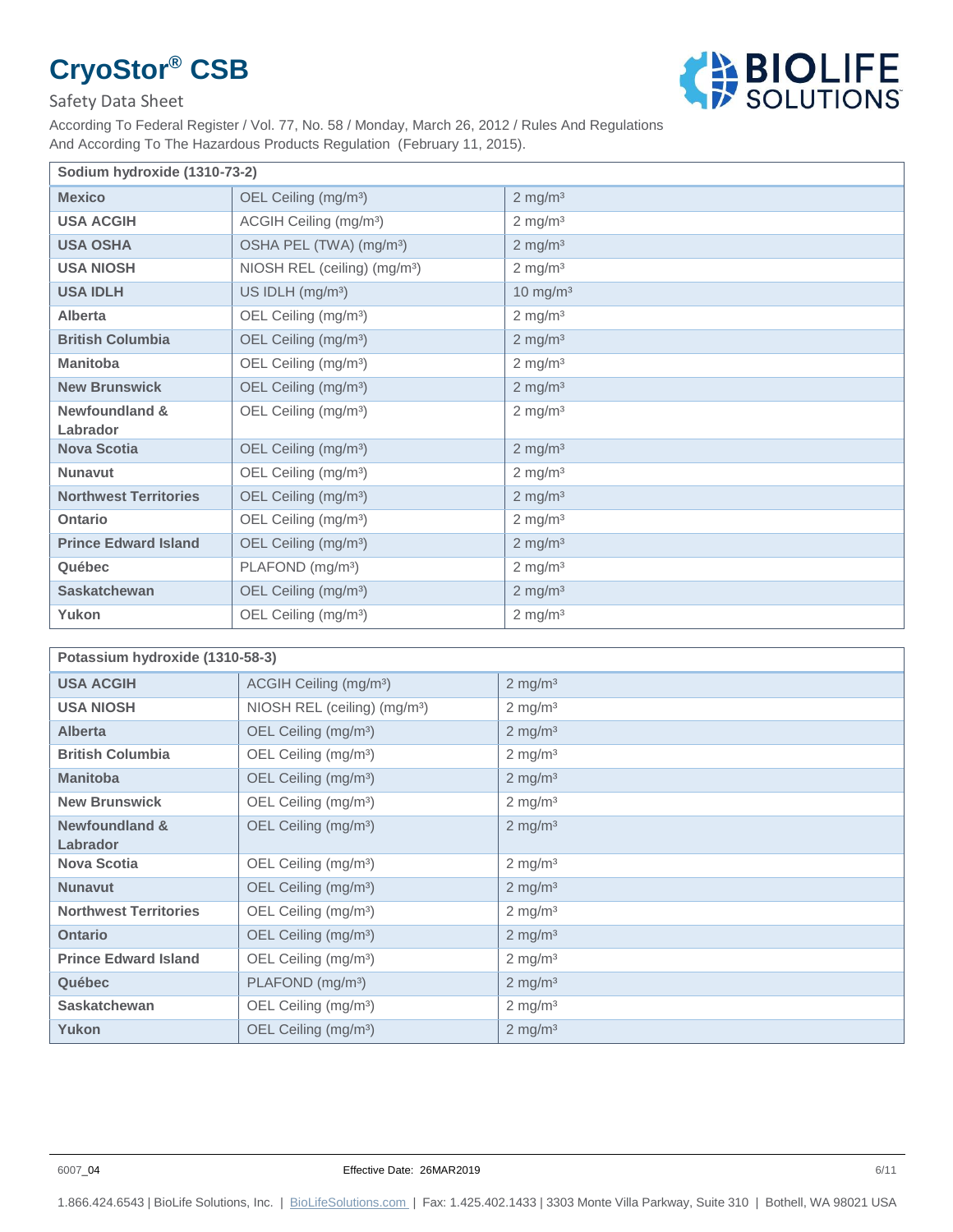| Sodium hydroxide (1310-73-2) | | |
|---|---|---|
| **Mexico** | OEL Ceiling ($mg/m^3$) | 2 $mg/m^3$ |
| **USA ACGIH** | ACGIH Ceiling ($mg/m^3$) | 2 $mg/m^3$ |
| **USA OSHA** | OSHA PEL (TWA) ($mg/m^3$) | 2 $mg/m^3$ |
| **USA NIOSH** | NIOSH REL (ceiling) ($mg/m^3$) | 2 $mg/m^3$ |
| **USA IDLH** | US IDLH ($mg/m^3$) | 10 $mg/m^3$ |
| **Alberta** | OEL Ceiling ($mg/m^3$) | 2 $mg/m^3$ |
| **British Columbia** | OEL Ceiling ($mg/m^3$) | 2 $mg/m^3$ |
| **Manitoba** | OEL Ceiling ($mg/m^3$) | 2 $mg/m^3$ |
| **New Brunswick** | OEL Ceiling ($mg/m^3$) | 2 $mg/m^3$ |
| **Newfoundland & Labrador** | OEL Ceiling ($mg/m^3$) | 2 $mg/m^3$ |
| **Nova Scotia** | OEL Ceiling ($mg/m^3$) | 2 $mg/m^3$ |
| **Nunavut** | OEL Ceiling ($mg/m^3$) | 2 $mg/m^3$ |
| **Northwest Territories** | OEL Ceiling ($mg/m^3$) | 2 $mg/m^3$ |
| **Ontario** | OEL Ceiling ($mg/m^3$) | 2 $mg/m^3$ |
| **Prince Edward Island** | OEL Ceiling ($mg/m^3$) | 2 $mg/m^3$ |
| **Québec** | PLAFOND ($mg/m^3$) | 2 $mg/m^3$ |
| **Saskatchewan** | OEL Ceiling ($mg/m^3$) | 2 $mg/m^3$ |
| **Yukon** | OEL Ceiling ($mg/m^3$) | 2 $mg/m^3$ |

| Potassium hydroxide (1310-58-3) | | |
|---|---|---|
| **USA ACGIH** | ACGIH Ceiling ($mg/m^3$) | 2 $mg/m^3$ |
| **USA NIOSH** | NIOSH REL (ceiling) ($mg/m^3$) | 2 $mg/m^3$ |
| **Alberta** | OEL Ceiling ($mg/m^3$) | 2 $mg/m^3$ |
| **British Columbia** | OEL Ceiling ($mg/m^3$) | 2 $mg/m^3$ |
| **Manitoba** | OEL Ceiling ($mg/m^3$) | 2 $mg/m^3$ |
| **New Brunswick** | OEL Ceiling ($mg/m^3$) | 2 $mg/m^3$ |
| **Newfoundland & Labrador** | OEL Ceiling ($mg/m^3$) | 2 $mg/m^3$ |
| **Nova Scotia** | OEL Ceiling ($mg/m^3$) | 2 $mg/m^3$ |
| **Nunavut** | OEL Ceiling ($mg/m^3$) | 2 $mg/m^3$ |
| **Northwest Territories** | OEL Ceiling ($mg/m^3$) | 2 $mg/m^3$ |
| **Ontario** | OEL Ceiling ($mg/m^3$) | 2 $mg/m^3$ |
| **Prince Edward Island** | OEL Ceiling ($mg/m^3$) | 2 $mg/m^3$ |
| **Québec** | PLAFOND ($mg/m^3$) | 2 $mg/m^3$ |
| **Saskatchewan** | OEL Ceiling ($mg/m^3$) | 2 $mg/m^3$ |
| **Yukon** | OEL Ceiling ($mg/m^3$) | 2 $mg/m^3$ |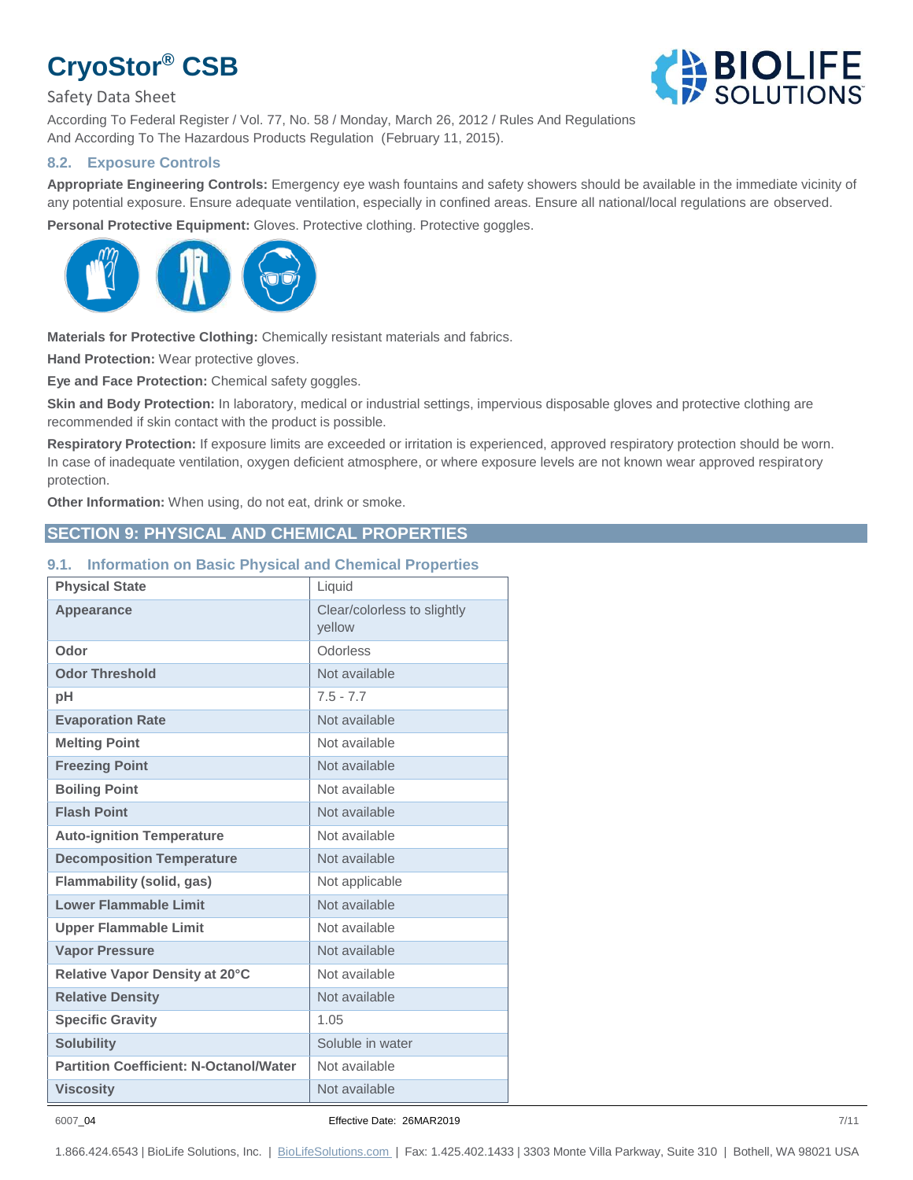### 8.2. Exposure Controls

**Appropriate Engineering Controls:** Emergency eye wash fountains and safety showers should be available in the immediate vicinity of any potential exposure. Ensure adequate ventilation, especially in confined areas. Ensure all national/local regulations are observed.

**Personal Protective Equipment:** Gloves. Protective clothing. Protective goggles.

**Materials for Protective Clothing:** Chemically resistant materials and fabrics.

**Hand Protection:** Wear protective gloves.

**Eye and Face Protection:** Chemical safety goggles.

**Skin and Body Protection:** In laboratory, medical or industrial settings, impervious disposable gloves and protective clothing are recommended if skin contact with the product is possible.

**Respiratory Protection:** If exposure limits are exceeded or irritation is experienced, approved respiratory protection should be worn. In case of inadequate ventilation, oxygen deficient atmosphere, or where exposure levels are not known wear approved respiratory protection.

**Other Information:** When using, do not eat, drink or smoke.

## SECTION 9: PHYSICAL AND CHEMICAL PROPERTIES

### 9.1. Information on Basic Physical and Chemical Properties

| Property | Value |
|---|---|
| **Physical State** | Liquid |
| **Appearance** | Clear/colorless to slightly yellow |
| **Odor** | Odorless |
| **Odor Threshold** | Not available |
| **pH** | 7.5 - 7.7 |
| **Evaporation Rate** | Not available |
| **Melting Point** | Not available |
| **Freezing Point** | Not available |
| **Boiling Point** | Not available |
| **Flash Point** | Not available |
| **Auto-ignition Temperature** | Not available |
| **Decomposition Temperature** | Not available |
| **Flammability (solid, gas)** | Not applicable |
| **Lower Flammable Limit** | Not available |
| **Upper Flammable Limit** | Not available |
| **Vapor Pressure** | Not available |
| **Relative Vapor Density at 20°C** | Not available |
| **Relative Density** | Not available |
| **Specific Gravity** | 1.05 |
| **Solubility** | Soluble in water |
| **Partition Coefficient: N-Octanol/Water** | Not available |
| **Viscosity** | Not available |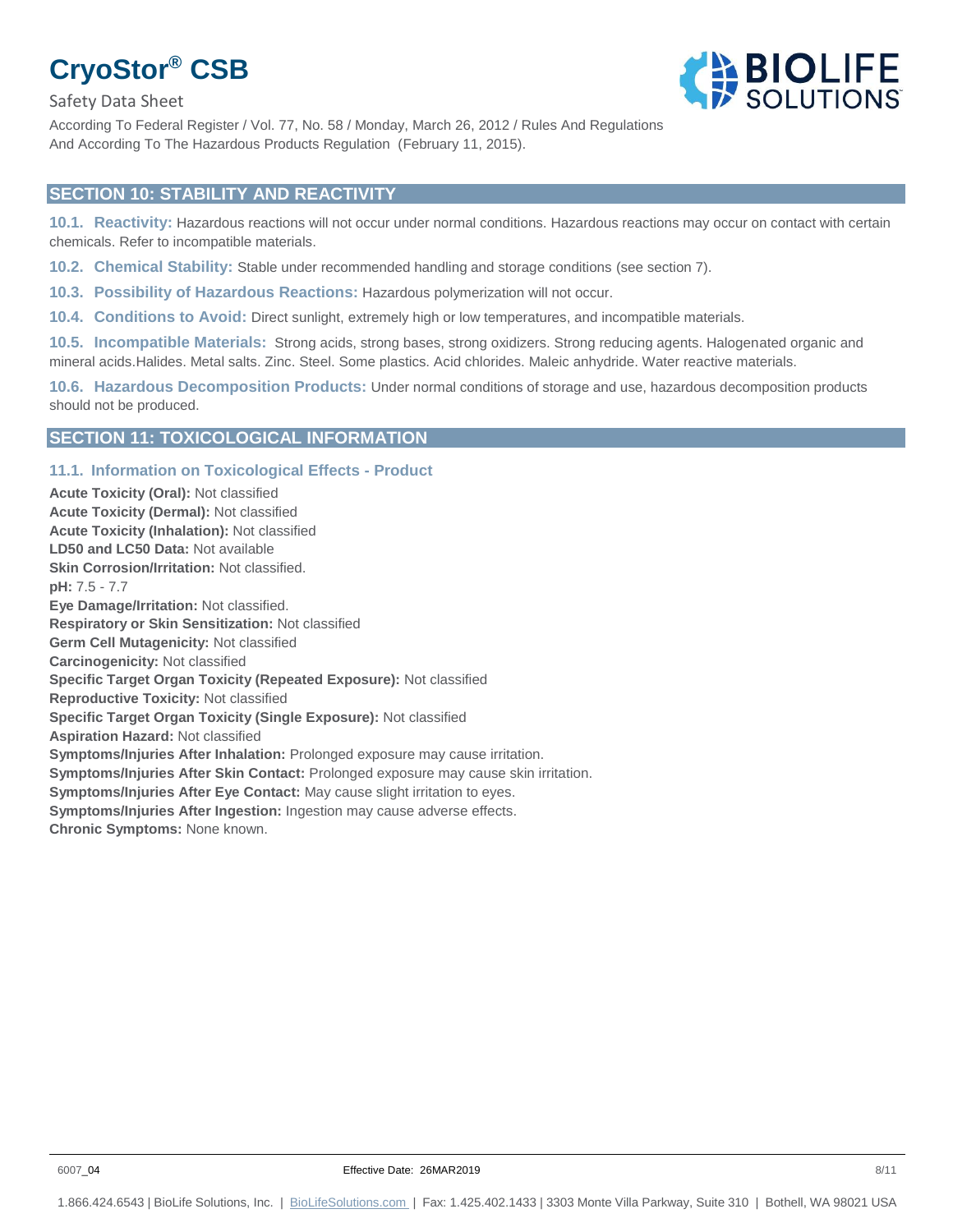## SECTION 10: STABILITY AND REACTIVITY

**10.1. Reactivity:** Hazardous reactions will not occur under normal conditions. Hazardous reactions may occur on contact with certain chemicals. Refer to incompatible materials.

**10.2. Chemical Stability:** Stable under recommended handling and storage conditions (see section 7).

**10.3. Possibility of Hazardous Reactions:** Hazardous polymerization will not occur.

**10.4. Conditions to Avoid:** Direct sunlight, extremely high or low temperatures, and incompatible materials.

**10.5. Incompatible Materials:** Strong acids, strong bases, strong oxidizers. Strong reducing agents. Halogenated organic and mineral acids.Halides. Metal salts. Zinc. Steel. Some plastics. Acid chlorides. Maleic anhydride. Water reactive materials.

**10.6. Hazardous Decomposition Products:** Under normal conditions of storage and use, hazardous decomposition products should not be produced.

## SECTION 11: TOXICOLOGICAL INFORMATION

### 11.1. Information on Toxicological Effects - Product

**Acute Toxicity (Oral):** Not classified
**Acute Toxicity (Dermal):** Not classified
**Acute Toxicity (Inhalation):** Not classified
**LD50 and LC50 Data:** Not available
**Skin Corrosion/Irritation:** Not classified.
**pH:** 7.5 - 7.7
**Eye Damage/Irritation:** Not classified.
**Respiratory or Skin Sensitization:** Not classified
**Germ Cell Mutagenicity:** Not classified
**Carcinogenicity:** Not classified
**Specific Target Organ Toxicity (Repeated Exposure):** Not classified
**Reproductive Toxicity:** Not classified
**Specific Target Organ Toxicity (Single Exposure):** Not classified
**Aspiration Hazard:** Not classified
**Symptoms/Injuries After Inhalation:** Prolonged exposure may cause irritation.
**Symptoms/Injuries After Skin Contact:** Prolonged exposure may cause skin irritation.
**Symptoms/Injuries After Eye Contact:** May cause slight irritation to eyes.
**Symptoms/Injuries After Ingestion:** Ingestion may cause adverse effects.
**Chronic Symptoms:** None known.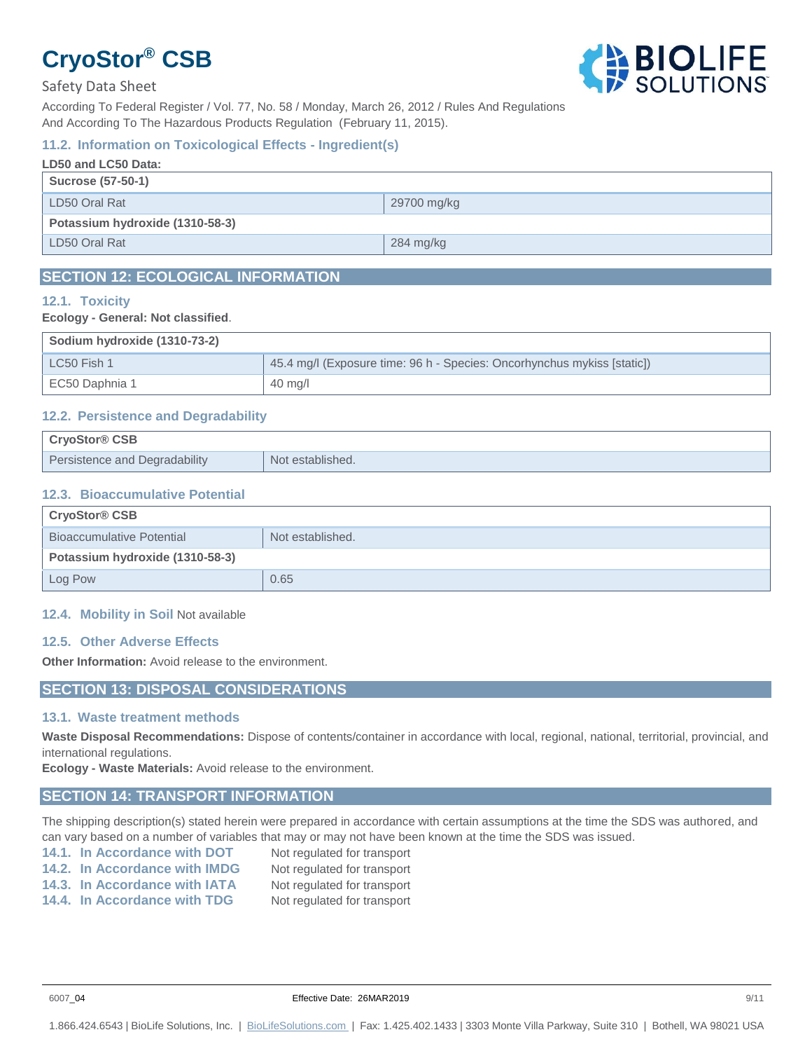### 11.2. Information on Toxicological Effects - Ingredient(s)

**LD50 and LC50 Data:**

| **Sucrose (57-50-1)** | |
|---|---|
| LD50 Oral Rat | 29700 mg/kg |
| **Potassium hydroxide (1310-58-3)** | |
| LD50 Oral Rat | 284 mg/kg |

## SECTION 12: ECOLOGICAL INFORMATION

### 12.1. Toxicity

**Ecology - General: Not classified**.

| **Sodium hydroxide (1310-73-2)** | |
|---|---|
| LC50 Fish 1 | 45.4 mg/l (Exposure time: 96 h - Species: Oncorhynchus mykiss [static]) |
| EC50 Daphnia 1 | 40 mg/l |

### 12.2. Persistence and Degradability

| **CryoStor® CSB** | |
|---|---|
| Persistence and Degradability | Not established. |

### 12.3. Bioaccumulative Potential

| **CryoStor® CSB** | |
|---|---|
| Bioaccumulative Potential | Not established. |
| **Potassium hydroxide (1310-58-3)** | |
| Log Pow | 0.65 |

### 12.4. Mobility in Soil Not available

### 12.5. Other Adverse Effects

**Other Information:** Avoid release to the environment.

## SECTION 13: DISPOSAL CONSIDERATIONS

### 13.1. Waste treatment methods

**Waste Disposal Recommendations:** Dispose of contents/container in accordance with local, regional, national, territorial, provincial, and international regulations.

**Ecology - Waste Materials:** Avoid release to the environment.

## SECTION 14: TRANSPORT INFORMATION

The shipping description(s) stated herein were prepared in accordance with certain assumptions at the time the SDS was authored, and can vary based on a number of variables that may or may not have been known at the time the SDS was issued.

**14.1. In Accordance with DOT** Not regulated for transport

**14.2. In Accordance with IMDG** Not regulated for transport

**14.3. In Accordance with IATA** Not regulated for transport

**14.4. In Accordance with TDG** Not regulated for transport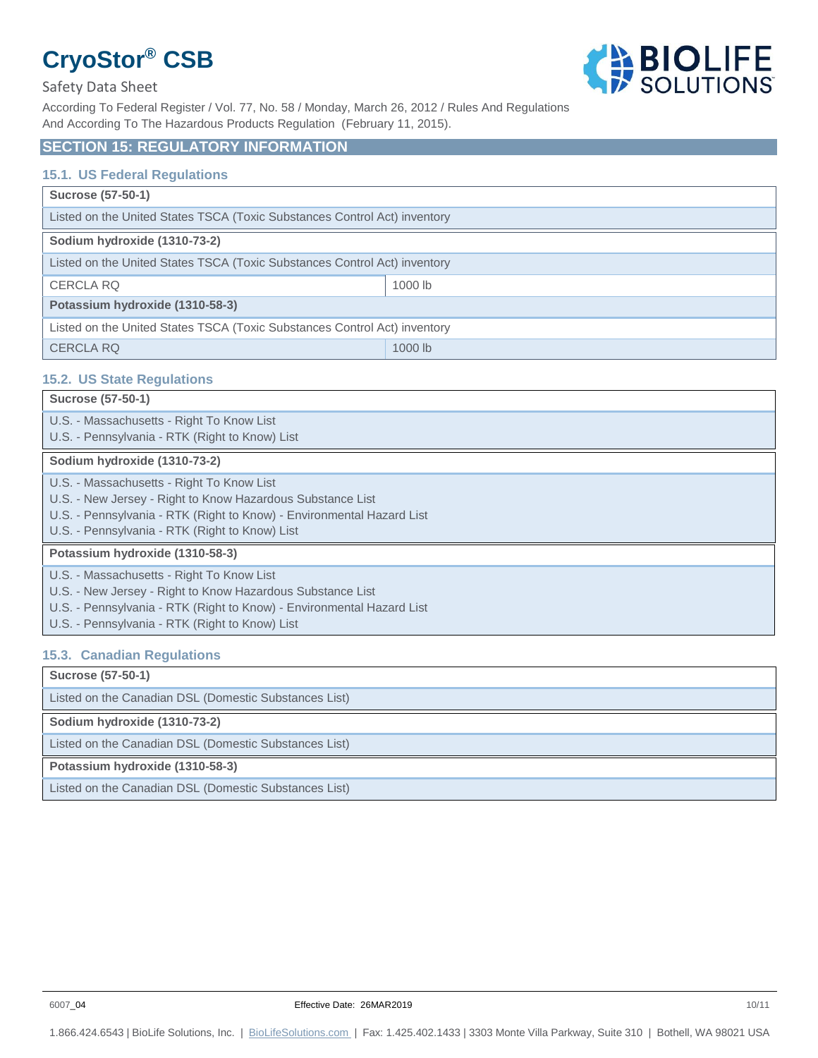## SECTION 15: REGULATORY INFORMATION

### 15.1. US Federal Regulations

| **Sucrose (57-50-1)** | |
|---|---|
| Listed on the United States TSCA (Toxic Substances Control Act) inventory | |
| **Sodium hydroxide (1310-73-2)** | |
| Listed on the United States TSCA (Toxic Substances Control Act) inventory | |
| CERCLA RQ | 1000 lb |
| **Potassium hydroxide (1310-58-3)** | |
| Listed on the United States TSCA (Toxic Substances Control Act) inventory | |
| CERCLA RQ | 1000 lb |

### 15.2. US State Regulations

**Sucrose (57-50-1)**

U.S. - Massachusetts - Right To Know List
U.S. - Pennsylvania - RTK (Right to Know) List

**Sodium hydroxide (1310-73-2)**

U.S. - Massachusetts - Right To Know List
U.S. - New Jersey - Right to Know Hazardous Substance List
U.S. - Pennsylvania - RTK (Right to Know) - Environmental Hazard List
U.S. - Pennsylvania - RTK (Right to Know) List

**Potassium hydroxide (1310-58-3)**

U.S. - Massachusetts - Right To Know List
U.S. - New Jersey - Right to Know Hazardous Substance List
U.S. - Pennsylvania - RTK (Right to Know) - Environmental Hazard List
U.S. - Pennsylvania - RTK (Right to Know) List

### 15.3. Canadian Regulations

**Sucrose (57-50-1)**

Listed on the Canadian DSL (Domestic Substances List)

**Sodium hydroxide (1310-73-2)**

Listed on the Canadian DSL (Domestic Substances List)

**Potassium hydroxide (1310-58-3)**

Listed on the Canadian DSL (Domestic Substances List)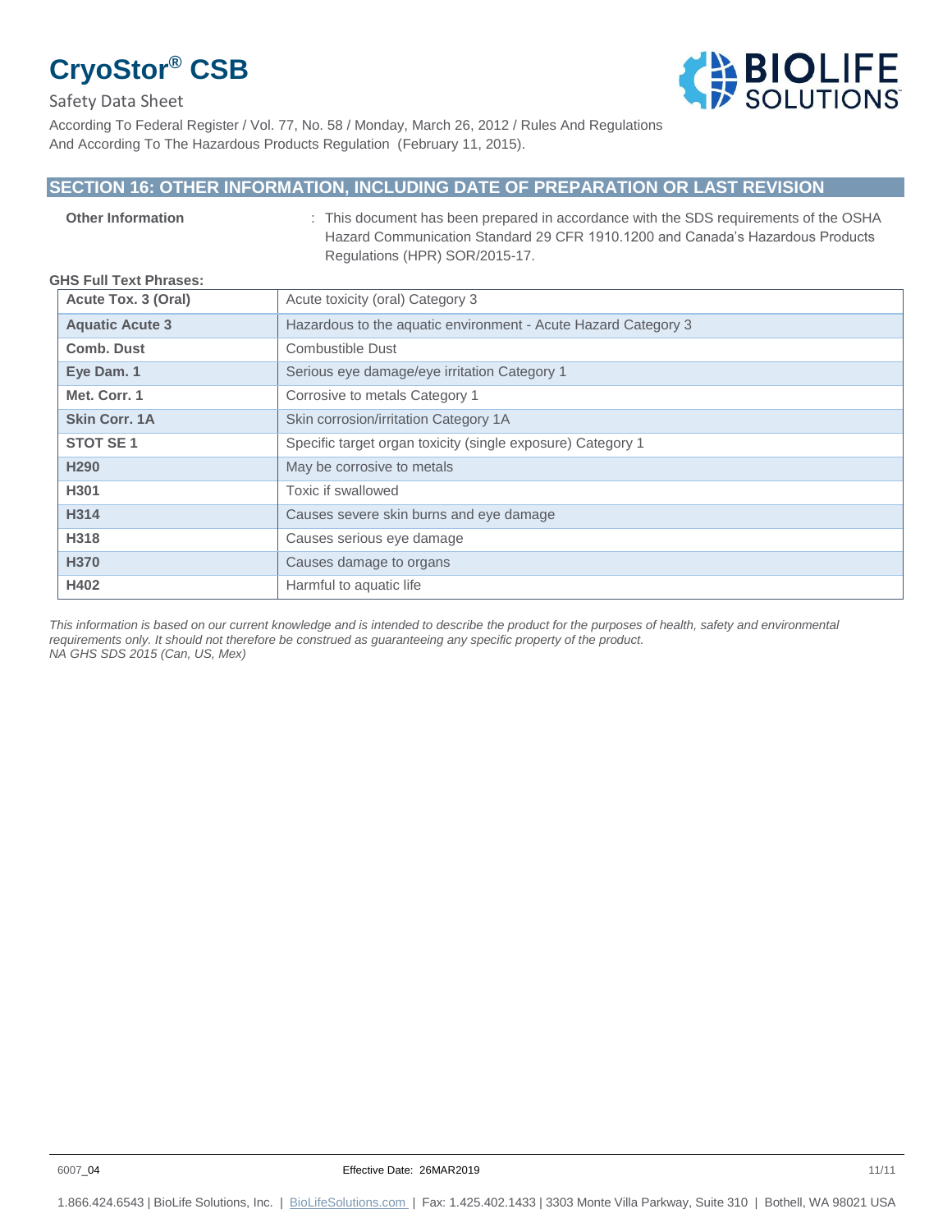## SECTION 16: OTHER INFORMATION, INCLUDING DATE OF PREPARATION OR LAST REVISION

**Other Information** : This document has been prepared in accordance with the SDS requirements of the OSHA Hazard Communication Standard 29 CFR 1910.1200 and Canada's Hazardous Products Regulations (HPR) SOR/2015-17.

**GHS Full Text Phrases:**

| | |
|---|---|
| **Acute Tox. 3 (Oral)** | Acute toxicity (oral) Category 3 |
| **Aquatic Acute 3** | Hazardous to the aquatic environment - Acute Hazard Category 3 |
| **Comb. Dust** | Combustible Dust |
| **Eye Dam. 1** | Serious eye damage/eye irritation Category 1 |
| **Met. Corr. 1** | Corrosive to metals Category 1 |
| **Skin Corr. 1A** | Skin corrosion/irritation Category 1A |
| **STOT SE 1** | Specific target organ toxicity (single exposure) Category 1 |
| **H290** | May be corrosive to metals |
| **H301** | Toxic if swallowed |
| **H314** | Causes severe skin burns and eye damage |
| **H318** | Causes serious eye damage |
| **H370** | Causes damage to organs |
| **H402** | Harmful to aquatic life |

*This information is based on our current knowledge and is intended to describe the product for the purposes of health, safety and environmental requirements only. It should not therefore be construed as guaranteeing any specific property of the product.*
*NA GHS SDS 2015 (Can, US, Mex)*